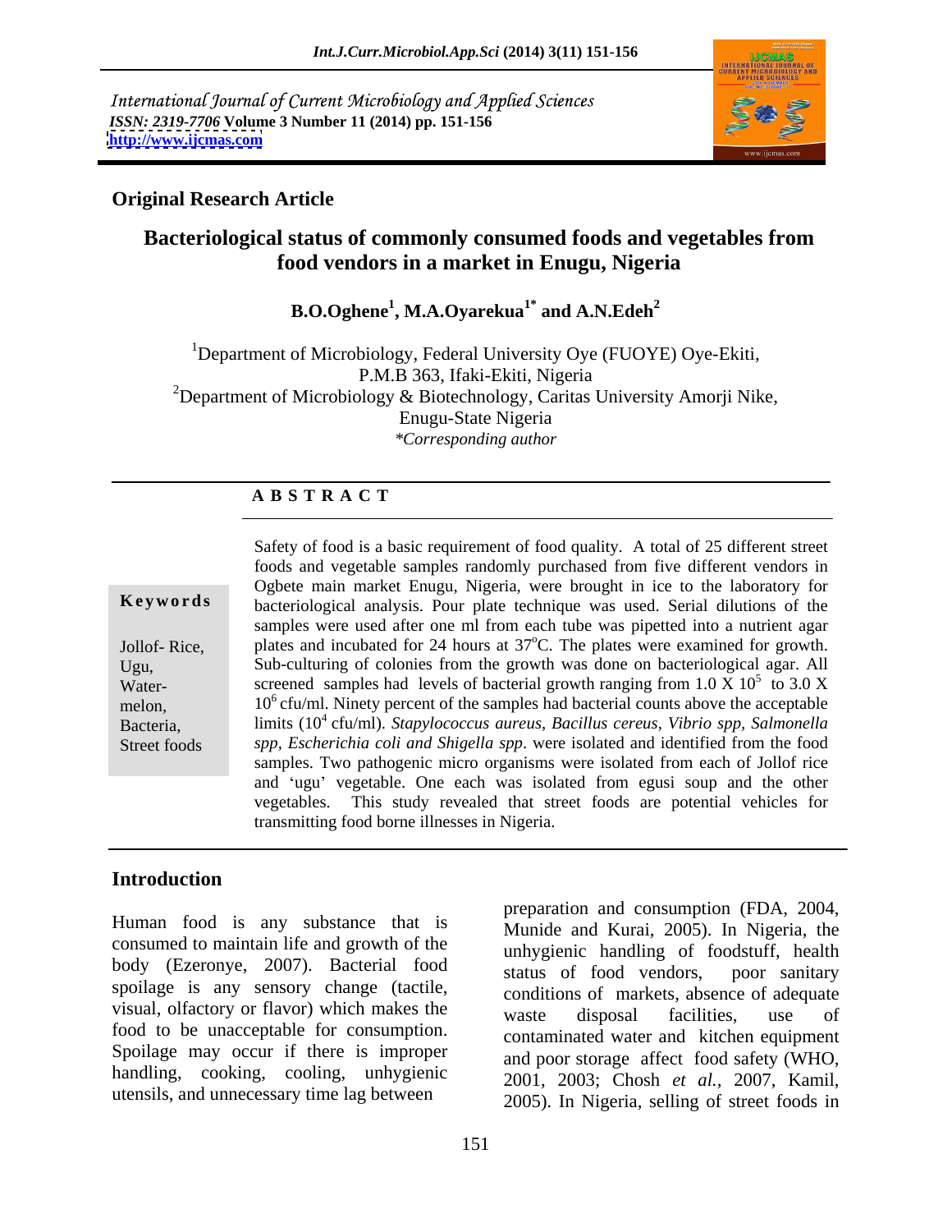International Journal of Current Microbiology and Applied Sciences
*ISSN: 2319-7706* **Volume 3 Number 11 (2014) pp. 151-156**
**http://www.ijcmas.com**

**Original Research Article**

# Bacteriological status of commonly consumed foods and vegetables from food vendors in a market in Enugu, Nigeria

**B.O.Oghene[1], M.A.Oyarekua[1*] and A.N.Edeh[2]**

[1]Department of Microbiology, Federal University Oye (FUOYE) Oye-Ekiti, P.M.B 363, Ifaki-Ekiti, Nigeria
[2]Department of Microbiology & Biotechnology, Caritas University Amorji Nike, Enugu-State Nigeria
*\*Corresponding author*

## A B S T R A C T

**Keywords**

Jollof- Rice, Ugu, Water-melon, Bacteria, Street foods

Safety of food is a basic requirement of food quality. A total of 25 different street foods and vegetable samples randomly purchased from five different vendors in Ogbete main market Enugu, Nigeria, were brought in ice to the laboratory for bacteriological analysis. Pour plate technique was used. Serial dilutions of the samples were used after one ml from each tube was pipetted into a nutrient agar plates and incubated for 24 hours at $37^{o}$C. The plates were examined for growth. Sub-culturing of colonies from the growth was done on bacteriological agar. All screened samples had levels of bacterial growth ranging from 1.0 X $10^5$ to 3.0 X $10^6$ cfu/ml. Ninety percent of the samples had bacterial counts above the acceptable limits ($10^4$ cfu/ml). *Stapylococcus aureus*, *Bacillus cereus*, *Vibrio spp*, *Salmonella spp*, *Escherichia coli and Shigella spp*. were isolated and identified from the food samples. Two pathogenic micro organisms were isolated from each of Jollof rice and 'ugu' vegetable. One each was isolated from egusi soup and the other vegetables. This study revealed that street foods are potential vehicles for transmitting food borne illnesses in Nigeria.

## Introduction

Human food is any substance that is consumed to maintain life and growth of the body (Ezeronye, 2007). Bacterial food spoilage is any sensory change (tactile, visual, olfactory or flavor) which makes the food to be unacceptable for consumption. Spoilage may occur if there is improper handling, cooking, cooling, unhygienic utensils, and unnecessary time lag between preparation and consumption (FDA, 2004, Munide and Kurai, 2005). In Nigeria, the unhygienic handling of foodstuff, health status of food vendors, poor sanitary conditions of markets, absence of adequate waste disposal facilities, use of contaminated water and kitchen equipment and poor storage affect food safety (WHO, 2001, 2003; Chosh *et al.*, 2007, Kamil, 2005). In Nigeria, selling of street foods in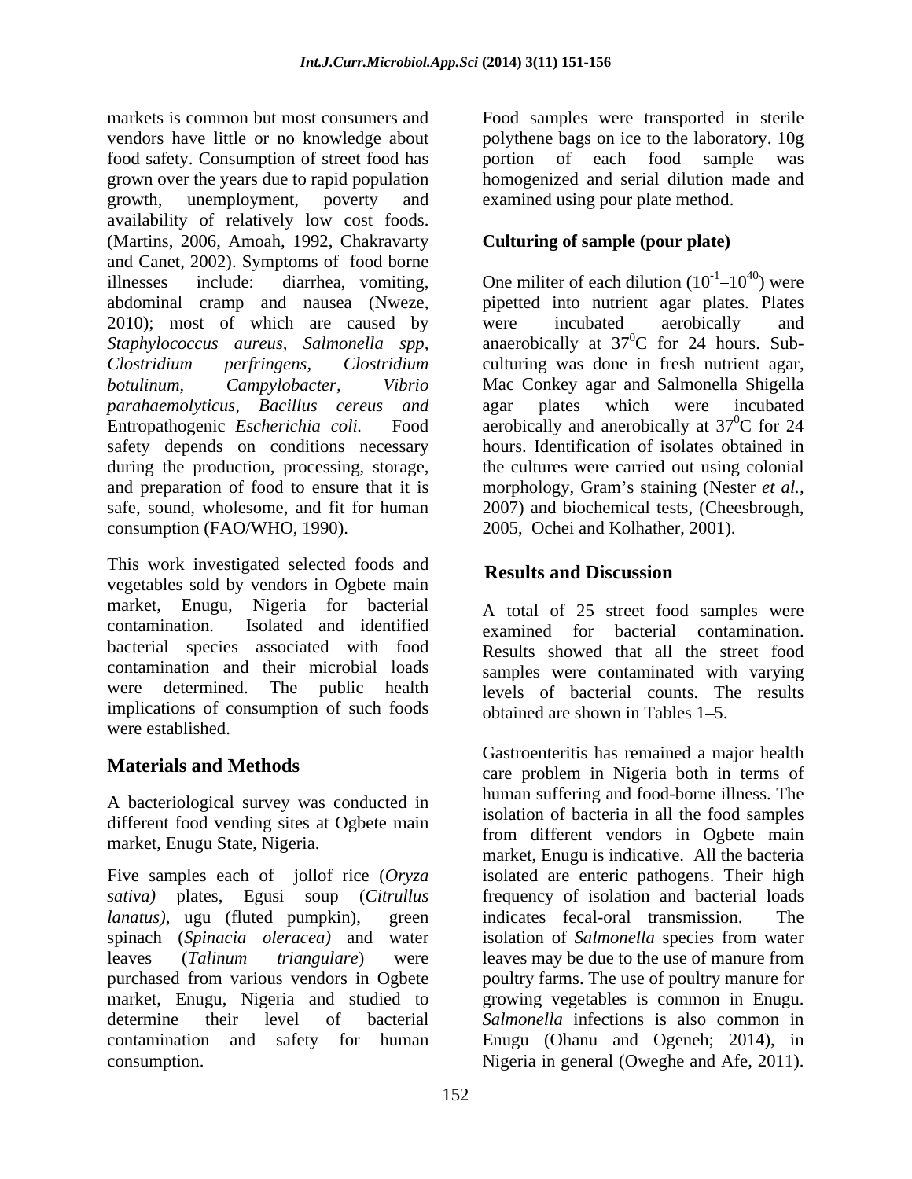markets is common but most consumers and vendors have little or no knowledge about food safety. Consumption of street food has grown over the years due to rapid population growth, unemployment, poverty and availability of relatively low cost foods. (Martins, 2006, Amoah, 1992, Chakravarty and Canet, 2002). Symptoms of food borne illnesses include: diarrhea, vomiting, abdominal cramp and nausea (Nweze, 2010); most of which are caused by *Staphylococcus aureus, Salmonella spp, Clostridium perfringens, Clostridium botulinum, Campylobacter, Vibrio parahaemolyticus, Bacillus cereus and* Entropathogenic *Escherichia coli.* Food safety depends on conditions necessary during the production, processing, storage, and preparation of food to ensure that it is safe, sound, wholesome, and fit for human consumption (FAO/WHO, 1990).

This work investigated selected foods and vegetables sold by vendors in Ogbete main market, Enugu, Nigeria for bacterial contamination. Isolated and identified bacterial species associated with food contamination and their microbial loads were determined. The public health implications of consumption of such foods were established.

## Materials and Methods

A bacteriological survey was conducted in different food vending sites at Ogbete main market, Enugu State, Nigeria.

Five samples each of jollof rice (*Oryza sativa)* plates, Egusi soup (*Citrullus lanatus)*, ugu (fluted pumpkin), green spinach (*Spinacia oleracea)* and water leaves (*Talinum triangulare*) were purchased from various vendors in Ogbete market, Enugu, Nigeria and studied to determine their level of bacterial contamination and safety for human consumption.

Food samples were transported in sterile polythene bags on ice to the laboratory. 10g portion of each food sample was homogenized and serial dilution made and examined using pour plate method.

### Culturing of sample (pour plate)

One militer of each dilution ($10^{-1}$–$10^{40}$) were pipetted into nutrient agar plates. Plates were incubated aerobically and anaerobically at $37^0$C for 24 hours. Sub-culturing was done in fresh nutrient agar, Mac Conkey agar and Salmonella Shigella agar plates which were incubated aerobically and anerobically at $37^0$C for 24 hours. Identification of isolates obtained in the cultures were carried out using colonial morphology, Gram's staining (Nester *et al.*, 2007) and biochemical tests, (Cheesbrough, 2005, Ochei and Kolhather, 2001).

## Results and Discussion

A total of 25 street food samples were examined for bacterial contamination. Results showed that all the street food samples were contaminated with varying levels of bacterial counts. The results obtained are shown in Tables 1–5.

Gastroenteritis has remained a major health care problem in Nigeria both in terms of human suffering and food-borne illness. The isolation of bacteria in all the food samples from different vendors in Ogbete main market, Enugu is indicative. All the bacteria isolated are enteric pathogens. Their high frequency of isolation and bacterial loads indicates fecal-oral transmission. The isolation of *Salmonella* species from water leaves may be due to the use of manure from poultry farms. The use of poultry manure for growing vegetables is common in Enugu. *Salmonella* infections is also common in Enugu (Ohanu and Ogeneh; 2014), in Nigeria in general (Oweghe and Afe, 2011).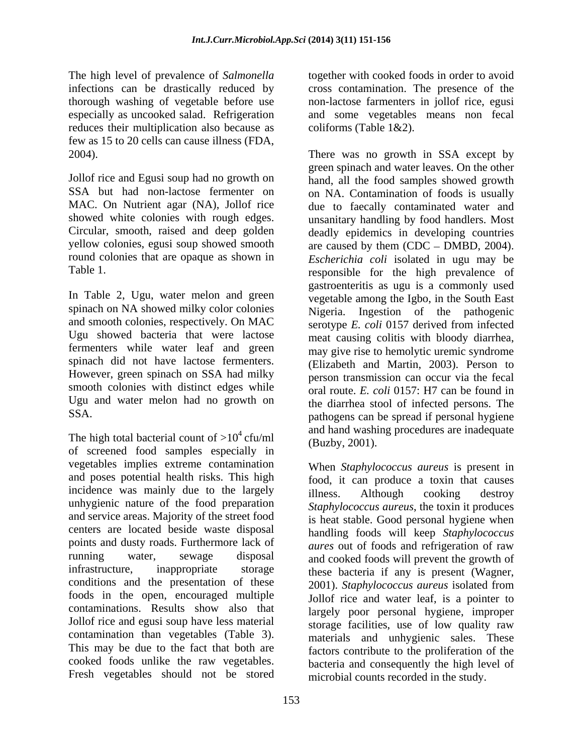The high level of prevalence of *Salmonella* infections can be drastically reduced by thorough washing of vegetable before use especially as uncooked salad. Refrigeration reduces their multiplication also because as few as 15 to 20 cells can cause illness (FDA, 2004).

Jollof rice and Egusi soup had no growth on SSA but had non-lactose fermenter on MAC. On Nutrient agar (NA), Jollof rice showed white colonies with rough edges. Circular, smooth, raised and deep golden yellow colonies, egusi soup showed smooth round colonies that are opaque as shown in Table 1.

In Table 2, Ugu, water melon and green spinach on NA showed milky color colonies and smooth colonies, respectively. On MAC Ugu showed bacteria that were lactose fermenters while water leaf and green spinach did not have lactose fermenters. However, green spinach on SSA had milky smooth colonies with distinct edges while Ugu and water melon had no growth on SSA.

The high total bacterial count of $>10^4$ cfu/ml of screened food samples especially in vegetables implies extreme contamination and poses potential health risks. This high incidence was mainly due to the largely unhygienic nature of the food preparation and service areas. Majority of the street food centers are located beside waste disposal points and dusty roads. Furthermore lack of running water, sewage disposal infrastructure, inappropriate storage conditions and the presentation of these foods in the open, encouraged multiple contaminations. Results show also that Jollof rice and egusi soup have less material contamination than vegetables (Table 3). This may be due to the fact that both are cooked foods unlike the raw vegetables. Fresh vegetables should not be stored together with cooked foods in order to avoid cross contamination. The presence of the non-lactose farmenters in jollof rice, egusi and some vegetables means non fecal coliforms (Table 1&2).

There was no growth in SSA except by green spinach and water leaves. On the other hand, all the food samples showed growth on NA. Contamination of foods is usually due to faecally contaminated water and unsanitary handling by food handlers. Most deadly epidemics in developing countries are caused by them (CDC – DMBD, 2004). *Escherichia coli* isolated in ugu may be responsible for the high prevalence of gastroenteritis as ugu is a commonly used vegetable among the Igbo, in the South East Nigeria. Ingestion of the pathogenic serotype *E. coli* 0157 derived from infected meat causing colitis with bloody diarrhea, may give rise to hemolytic uremic syndrome (Elizabeth and Martin, 2003). Person to person transmission can occur via the fecal oral route. *E. coli* 0157: H7 can be found in the diarrhea stool of infected persons. The pathogens can be spread if personal hygiene and hand washing procedures are inadequate (Buzby, 2001).

When *Staphylococcus aureus* is present in food, it can produce a toxin that causes illness. Although cooking destroy *Staphylococcus aureus*, the toxin it produces is heat stable. Good personal hygiene when handling foods will keep *Staphylococcus aures* out of foods and refrigeration of raw and cooked foods will prevent the growth of these bacteria if any is present (Wagner, 2001). *Staphylococcus aureus* isolated from Jollof rice and water leaf, is a pointer to largely poor personal hygiene, improper storage facilities, use of low quality raw materials and unhygienic sales. These factors contribute to the proliferation of the bacteria and consequently the high level of microbial counts recorded in the study.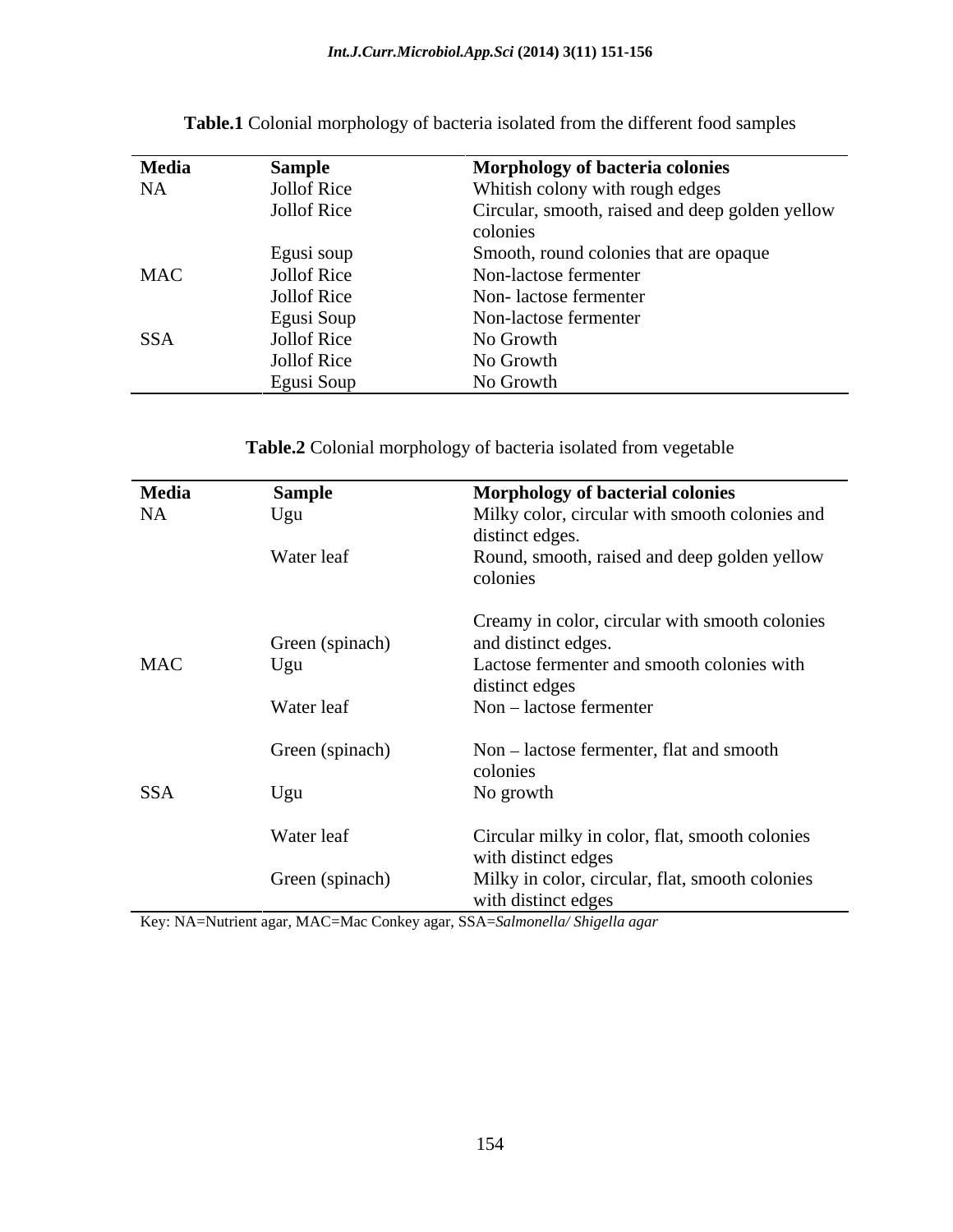**Table.1** Colonial morphology of bacteria isolated from the different food samples

| Media | Sample | Morphology of bacteria colonies |
|---|---|---|
| NA | Jollof Rice | Whitish colony with rough edges |
| | Jollof Rice | Circular, smooth, raised and deep golden yellow colonies |
| | Egusi soup | Smooth, round colonies that are opaque |
| MAC | Jollof Rice | Non-lactose fermenter |
| | Jollof Rice | Non- lactose fermenter |
| | Egusi Soup | Non-lactose fermenter |
| SSA | Jollof Rice | No Growth |
| | Jollof Rice | No Growth |
| | Egusi Soup | No Growth |

**Table.2** Colonial morphology of bacteria isolated from vegetable

| Media | Sample | Morphology of bacterial colonies |
|---|---|---|
| NA | Ugu | Milky color, circular with smooth colonies and distinct edges. |
| | Water leaf | Round, smooth, raised and deep golden yellow colonies |
| | Green (spinach) | Creamy in color, circular with smooth colonies and distinct edges. |
| MAC | Ugu | Lactose fermenter and smooth colonies with distinct edges |
| | Water leaf | Non – lactose fermenter |
| | Green (spinach) | Non – lactose fermenter, flat and smooth colonies |
| SSA | Ugu | No growth |
| | Water leaf | Circular milky in color, flat, smooth colonies with distinct edges |
| | Green (spinach) | Milky in color, circular, flat, smooth colonies with distinct edges |

Key: NA=Nutrient agar, MAC=Mac Conkey agar, SSA=*Salmonella/ Shigella agar*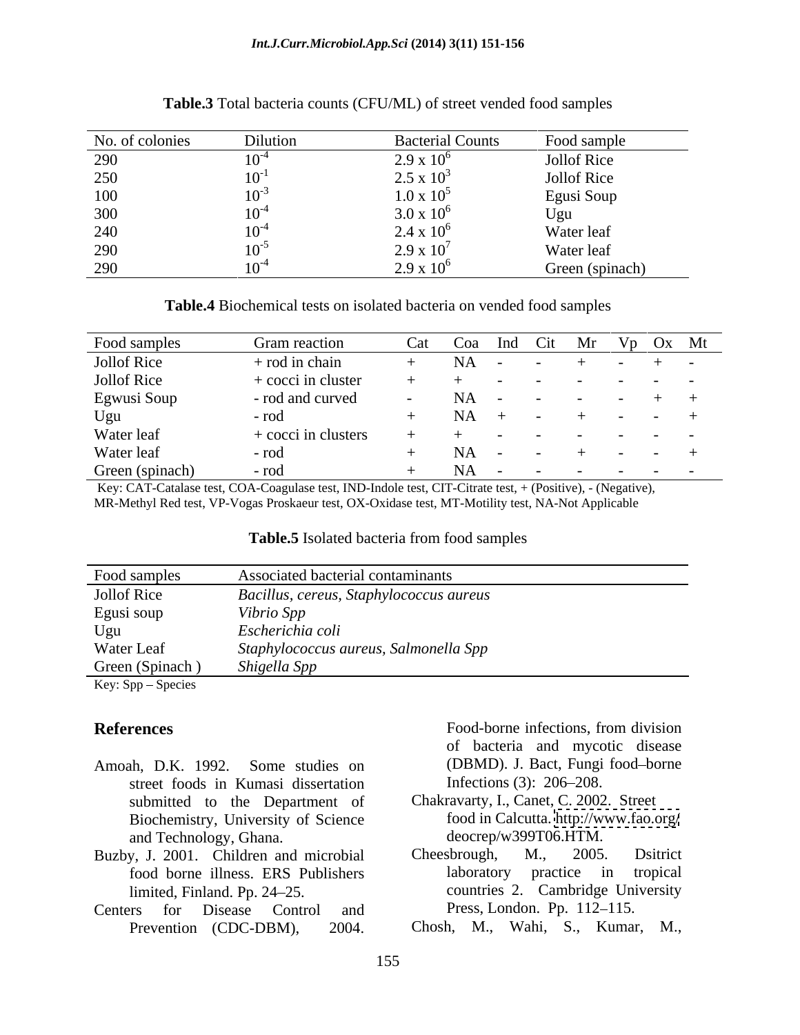**Table.3** Total bacteria counts (CFU/ML) of street vended food samples

| No. of colonies | Dilution | Bacterial Counts | Food sample |
|---|---|---|---|
| 290 | $10^{-4}$ | $2.9 \times 10^{6}$ | Jollof Rice |
| 250 | $10^{-1}$ | $2.5 \times 10^{3}$ | Jollof Rice |
| 100 | $10^{-3}$ | $1.0 \times 10^{5}$ | Egusi Soup |
| 300 | $10^{-4}$ | $3.0 \times 10^{6}$ | Ugu |
| 240 | $10^{-4}$ | $2.4 \times 10^{6}$ | Water leaf |
| 290 | $10^{-5}$ | $2.9 \times 10^{7}$ | Water leaf |
| 290 | $10^{-4}$ | $2.9 \times 10^{6}$ | Green (spinach) |

**Table.4** Biochemical tests on isolated bacteria on vended food samples

| Food samples | Gram reaction | Cat | Coa | Ind | Cit | Mr | Vp | Ox | Mt |
|---|---|---|---|---|---|---|---|---|---|
| Jollof Rice | + rod in chain | + | NA | - | - | + | - | + | - |
| Jollof Rice | + cocci in cluster | + | + | - | - | - | - | - | - |
| Egwusi Soup | - rod and curved | - | NA | - | - | - | - | + | + |
| Ugu | - rod | + | NA | + | - | + | - | - | + |
| Water leaf | + cocci in clusters | + | + | - | - | - | - | - | - |
| Water leaf | - rod | + | NA | - | - | + | - | - | + |
| Green (spinach) | - rod | + | NA | - | - | - | - | - | - |

Key: CAT-Catalase test, COA-Coagulase test, IND-Indole test, CIT-Citrate test, + (Positive), - (Negative), MR-Methyl Red test, VP-Vogas Proskaeur test, OX-Oxidase test, MT-Motility test, NA-Not Applicable

**Table.5** Isolated bacteria from food samples

| Food samples | Associated bacterial contaminants |
|---|---|
| Jollof Rice | *Bacillus, cereus, Staphylococcus aureus* |
| Egusi soup | *Vibrio Spp* |
| Ugu | *Escherichia coli* |
| Water Leaf | *Staphylococcus aureus, Salmonella Spp* |
| Green (Spinach ) | *Shigella Spp* |

Key: Spp – Species

## References

Amoah, D.K. 1992. Some studies on street foods in Kumasi dissertation submitted to the Department of Biochemistry, University of Science and Technology, Ghana.

Buzby, J. 2001. Children and microbial food borne illness. ERS Publishers limited, Finland. Pp. 24–25.

Centers for Disease Control and Prevention (CDC-DBM), 2004. Food-borne infections, from division of bacteria and mycotic disease (DBMD). J. Bact, Fungi food–borne Infections (3): 206–208.

Chakravarty, I., Canet, C. 2002. Street food in Calcutta. http://www.fao.org/ deocrep/w399T06.HTM.

Cheesbrough, M., 2005. Dsitrict laboratory practice in tropical countries 2. Cambridge University Press, London. Pp. 112–115.

Chosh, M., Wahi, S., Kumar, M.,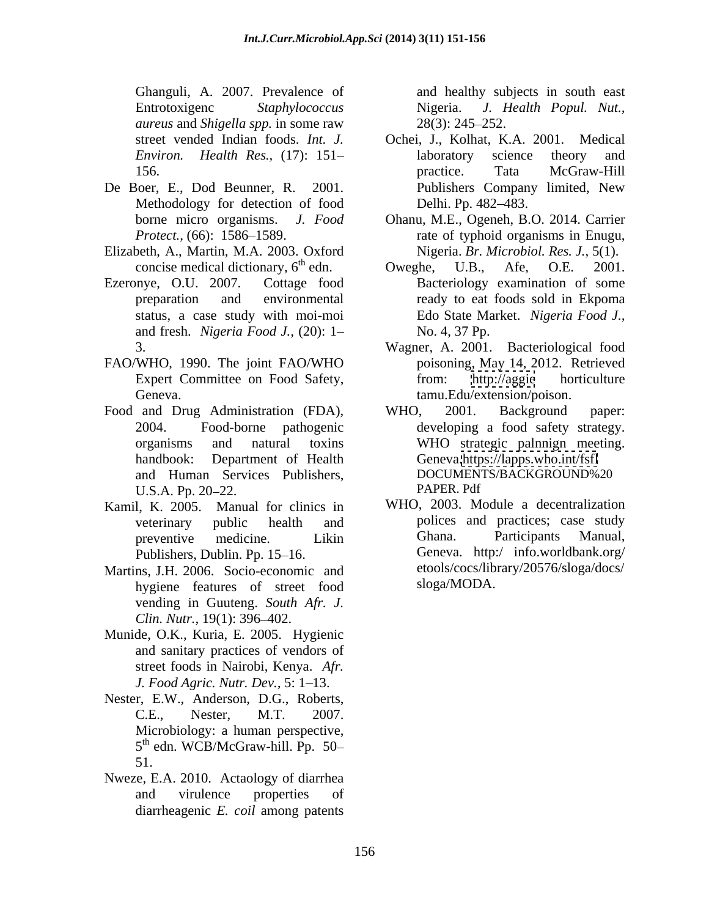Ghanguli, A. 2007. Prevalence of Entrotoxigenc *Staphylococcus aureus* and *Shigella spp.* in some raw street vended Indian foods. *Int. J. Environ. Health Res.*, (17): 151–156.

De Boer, E., Dod Beunner, R. 2001. Methodology for detection of food borne micro organisms. *J. Food Protect.*, (66): 1586–1589.

Elizabeth, A., Martin, M.A. 2003. Oxford concise medical dictionary, 6th edn.

Ezeronye, O.U. 2007. Cottage food preparation and environmental status, a case study with moi-moi and fresh. *Nigeria Food J.*, (20): 1–3.

FAO/WHO, 1990. The joint FAO/WHO Expert Committee on Food Safety, Geneva.

Food and Drug Administration (FDA), 2004. Food-borne pathogenic organisms and natural toxins handbook: Department of Health and Human Services Publishers, U.S.A. Pp. 20–22.

Kamil, K. 2005. Manual for clinics in veterinary public health and preventive medicine. Likin Publishers, Dublin. Pp. 15–16.

Martins, J.H. 2006. Socio-economic and hygiene features of street food vending in Guuteng. *South Afr. J. Clin. Nutr.*, 19(1): 396–402.

Munide, O.K., Kuria, E. 2005. Hygienic and sanitary practices of vendors of street foods in Nairobi, Kenya. *Afr. J. Food Agric. Nutr. Dev.*, 5: 1–13.

Nester, E.W., Anderson, D.G., Roberts, C.E., Nester, M.T. 2007. Microbiology: a human perspective, 5th edn. WCB/McGraw-hill. Pp. 50–51.

Nweze, E.A. 2010. Actaology of diarrhea and virulence properties of diarrheagenic *E. coil* among patents and healthy subjects in south east Nigeria. *J. Health Popul. Nut.*, 28(3): 245–252.

Ochei, J., Kolhat, K.A. 2001. Medical laboratory science theory and practice. Tata McGraw-Hill Publishers Company limited, New Delhi. Pp. 482–483.

Ohanu, M.E., Ogeneh, B.O. 2014. Carrier rate of typhoid organisms in Enugu, Nigeria. *Br. Microbiol. Res. J.*, 5(1).

Oweghe, U.B., Afe, O.E. 2001. Bacteriology examination of some ready to eat foods sold in Ekpoma Edo State Market. *Nigeria Food J.*, No. 4, 37 Pp.

Wagner, A. 2001. Bacteriological food poisoning, May 14, 2012. Retrieved from: http://aggie horticulture tamu.Edu/extension/poison.

WHO, 2001. Background paper: developing a food safety strategy. WHO strategic palnnign meeting. Geneva https://lapps.who.int/fsf/DOCUMENTS/BACKGROUND%20PAPER. Pdf

WHO, 2003. Module a decentralization polices and practices; case study Ghana. Participants Manual, Geneva. http:/ info.worldbank.org/etools/cocs/library/20576/sloga/docs/sloga/MODA.